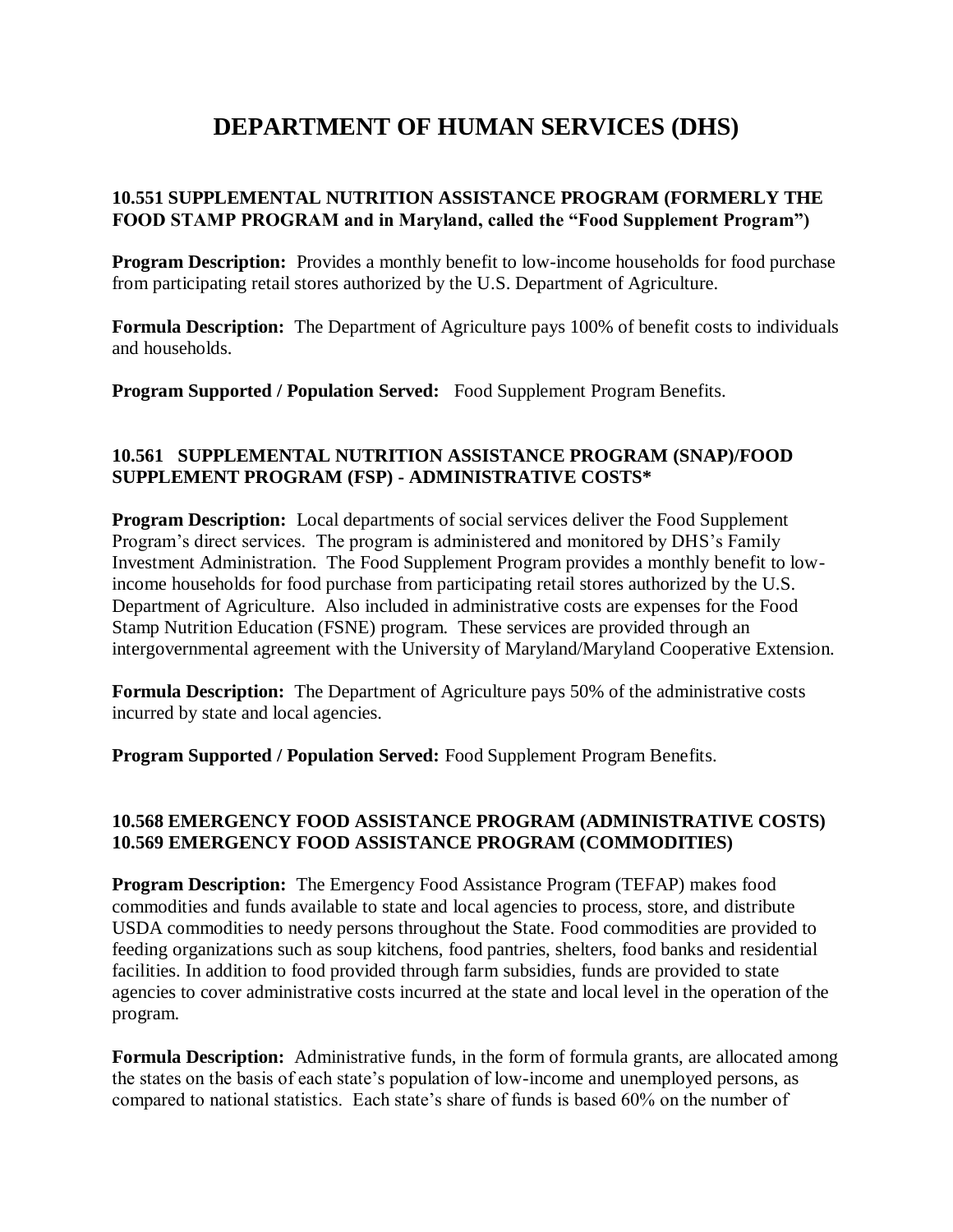# DEPARTMENT OF HUMAN SERVICES (DHS)

### 10.551 SUPPLEMENTAL NUTRITION ASSISTANCE PROGRAM (FORMERLY THE FOOD STAMP PROGRAM and in Maryland, called the "Food Supplement Program")

**Program Description:** Provides a monthly benefit to low-income households for food purchase from participating retail stores authorized by the U.S. Department of Agriculture.

**Formula Description:** The Department of Agriculture pays 100% of benefit costs to individuals and households.

**Program Supported / Population Served:** Food Supplement Program Benefits.

### 10.561 SUPPLEMENTAL NUTRITION ASSISTANCE PROGRAM (SNAP)/FOOD SUPPLEMENT PROGRAM (FSP) - ADMINISTRATIVE COSTS*

**Program Description:** Local departments of social services deliver the Food Supplement Program's direct services. The program is administered and monitored by DHS's Family Investment Administration. The Food Supplement Program provides a monthly benefit to low-income households for food purchase from participating retail stores authorized by the U.S. Department of Agriculture. Also included in administrative costs are expenses for the Food Stamp Nutrition Education (FSNE) program. These services are provided through an intergovernmental agreement with the University of Maryland/Maryland Cooperative Extension.

**Formula Description:** The Department of Agriculture pays 50% of the administrative costs incurred by state and local agencies.

**Program Supported / Population Served:** Food Supplement Program Benefits.

### 10.568 EMERGENCY FOOD ASSISTANCE PROGRAM (ADMINISTRATIVE COSTS)
### 10.569 EMERGENCY FOOD ASSISTANCE PROGRAM (COMMODITIES)

**Program Description:** The Emergency Food Assistance Program (TEFAP) makes food commodities and funds available to state and local agencies to process, store, and distribute USDA commodities to needy persons throughout the State. Food commodities are provided to feeding organizations such as soup kitchens, food pantries, shelters, food banks and residential facilities. In addition to food provided through farm subsidies, funds are provided to state agencies to cover administrative costs incurred at the state and local level in the operation of the program.

**Formula Description:** Administrative funds, in the form of formula grants, are allocated among the states on the basis of each state's population of low-income and unemployed persons, as compared to national statistics. Each state's share of funds is based 60% on the number of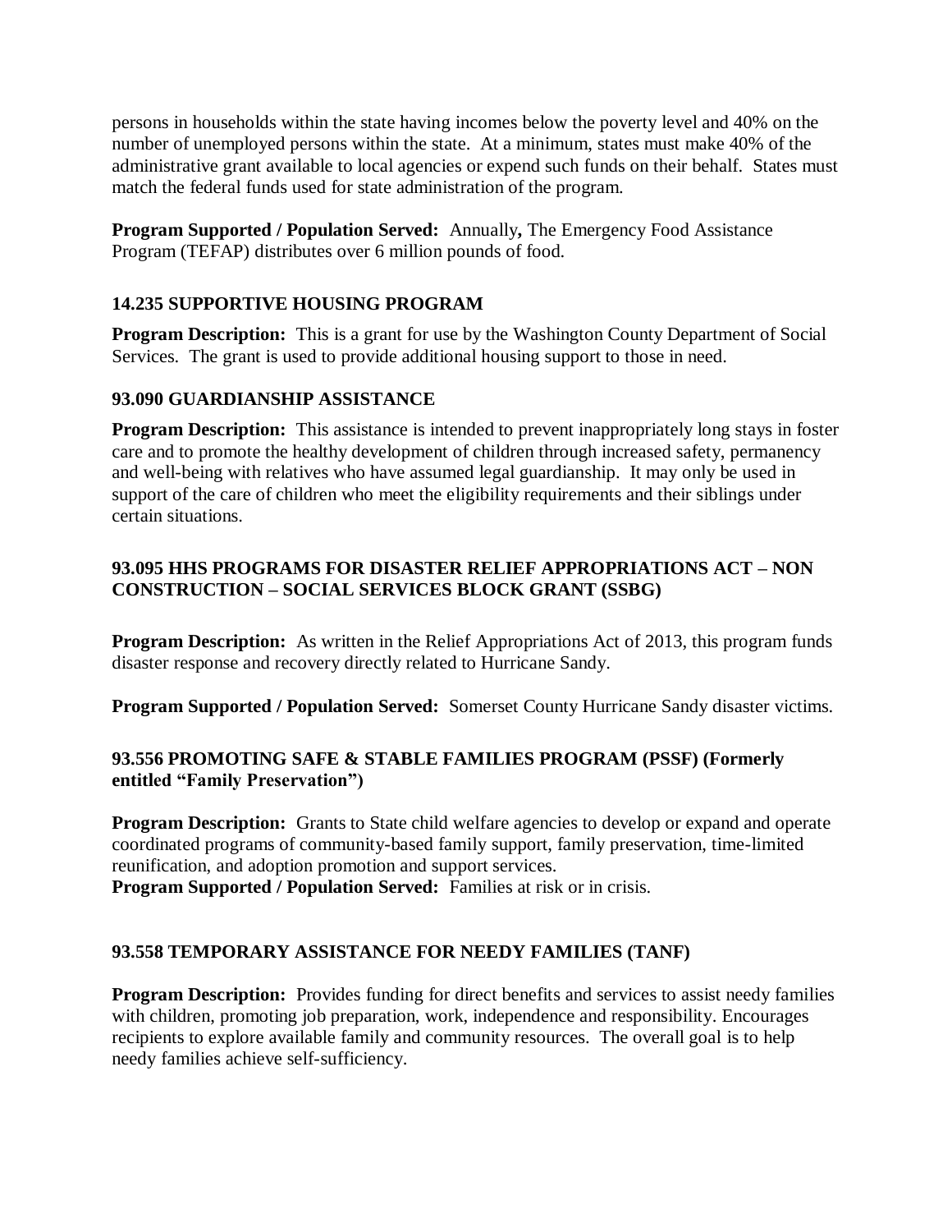persons in households within the state having incomes below the poverty level and 40% on the number of unemployed persons within the state. At a minimum, states must make 40% of the administrative grant available to local agencies or expend such funds on their behalf. States must match the federal funds used for state administration of the program.

**Program Supported / Population Served:** Annually**,** The Emergency Food Assistance Program (TEFAP) distributes over 6 million pounds of food.

### 14.235 SUPPORTIVE HOUSING PROGRAM

**Program Description:** This is a grant for use by the Washington County Department of Social Services. The grant is used to provide additional housing support to those in need.

### 93.090 GUARDIANSHIP ASSISTANCE

**Program Description:** This assistance is intended to prevent inappropriately long stays in foster care and to promote the healthy development of children through increased safety, permanency and well-being with relatives who have assumed legal guardianship. It may only be used in support of the care of children who meet the eligibility requirements and their siblings under certain situations.

### 93.095 HHS PROGRAMS FOR DISASTER RELIEF APPROPRIATIONS ACT – NON CONSTRUCTION – SOCIAL SERVICES BLOCK GRANT (SSBG)

**Program Description:** As written in the Relief Appropriations Act of 2013, this program funds disaster response and recovery directly related to Hurricane Sandy.

**Program Supported / Population Served:** Somerset County Hurricane Sandy disaster victims.

### 93.556 PROMOTING SAFE & STABLE FAMILIES PROGRAM (PSSF) (Formerly entitled "Family Preservation")

**Program Description:** Grants to State child welfare agencies to develop or expand and operate coordinated programs of community-based family support, family preservation, time-limited reunification, and adoption promotion and support services.
**Program Supported / Population Served:** Families at risk or in crisis.

### 93.558 TEMPORARY ASSISTANCE FOR NEEDY FAMILIES (TANF)

**Program Description:** Provides funding for direct benefits and services to assist needy families with children, promoting job preparation, work, independence and responsibility. Encourages recipients to explore available family and community resources. The overall goal is to help needy families achieve self-sufficiency.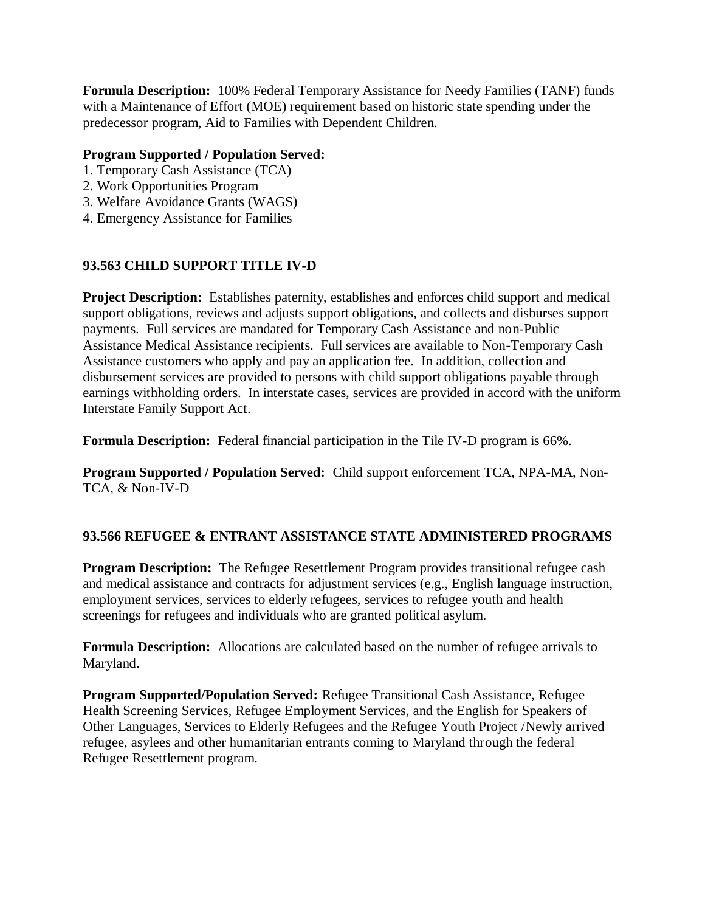**Formula Description:** 100% Federal Temporary Assistance for Needy Families (TANF) funds with a Maintenance of Effort (MOE) requirement based on historic state spending under the predecessor program, Aid to Families with Dependent Children.

**Program Supported / Population Served:**

1. Temporary Cash Assistance (TCA)
2. Work Opportunities Program
3. Welfare Avoidance Grants (WAGS)
4. Emergency Assistance for Families

### 93.563 CHILD SUPPORT TITLE IV-D

**Project Description:** Establishes paternity, establishes and enforces child support and medical support obligations, reviews and adjusts support obligations, and collects and disburses support payments. Full services are mandated for Temporary Cash Assistance and non-Public Assistance Medical Assistance recipients. Full services are available to Non-Temporary Cash Assistance customers who apply and pay an application fee. In addition, collection and disbursement services are provided to persons with child support obligations payable through earnings withholding orders. In interstate cases, services are provided in accord with the uniform Interstate Family Support Act.

**Formula Description:** Federal financial participation in the Tile IV-D program is 66%.

**Program Supported / Population Served:** Child support enforcement TCA, NPA-MA, Non-TCA, & Non-IV-D

### 93.566 REFUGEE & ENTRANT ASSISTANCE STATE ADMINISTERED PROGRAMS

**Program Description:** The Refugee Resettlement Program provides transitional refugee cash and medical assistance and contracts for adjustment services (e.g., English language instruction, employment services, services to elderly refugees, services to refugee youth and health screenings for refugees and individuals who are granted political asylum.

**Formula Description:** Allocations are calculated based on the number of refugee arrivals to Maryland.

**Program Supported/Population Served:** Refugee Transitional Cash Assistance, Refugee Health Screening Services, Refugee Employment Services, and the English for Speakers of Other Languages, Services to Elderly Refugees and the Refugee Youth Project /Newly arrived refugee, asylees and other humanitarian entrants coming to Maryland through the federal Refugee Resettlement program.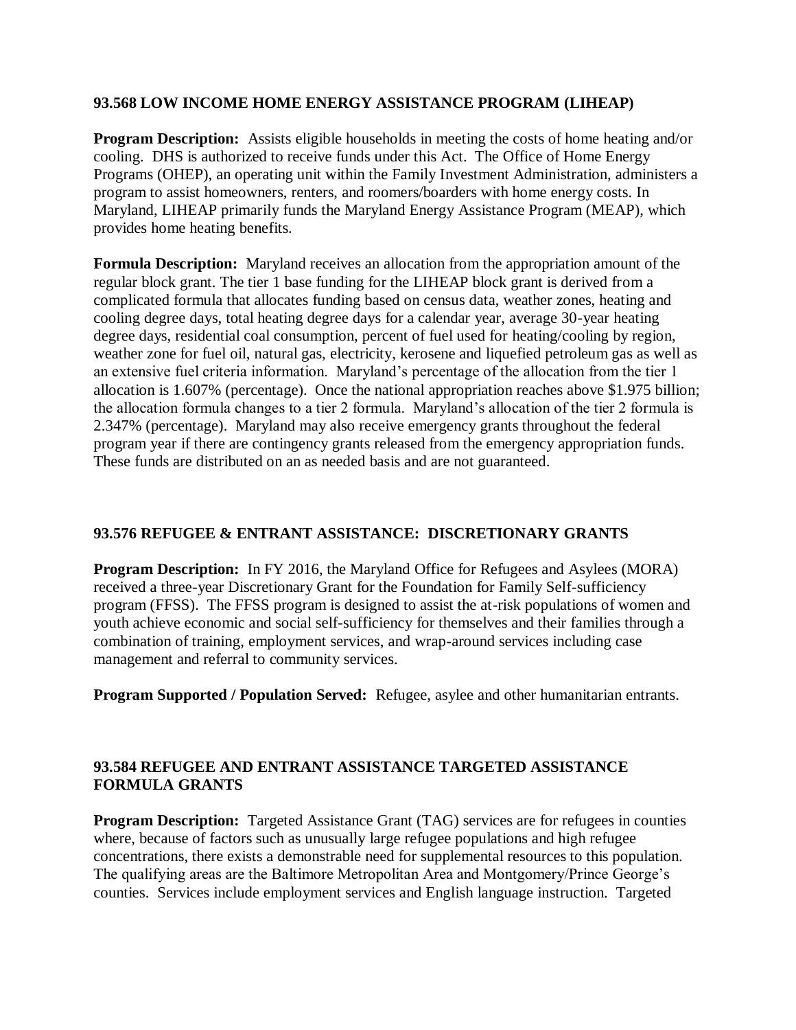### 93.568 LOW INCOME HOME ENERGY ASSISTANCE PROGRAM (LIHEAP)

**Program Description:** Assists eligible households in meeting the costs of home heating and/or cooling. DHS is authorized to receive funds under this Act. The Office of Home Energy Programs (OHEP), an operating unit within the Family Investment Administration, administers a program to assist homeowners, renters, and roomers/boarders with home energy costs. In Maryland, LIHEAP primarily funds the Maryland Energy Assistance Program (MEAP), which provides home heating benefits.

**Formula Description:** Maryland receives an allocation from the appropriation amount of the regular block grant. The tier 1 base funding for the LIHEAP block grant is derived from a complicated formula that allocates funding based on census data, weather zones, heating and cooling degree days, total heating degree days for a calendar year, average 30-year heating degree days, residential coal consumption, percent of fuel used for heating/cooling by region, weather zone for fuel oil, natural gas, electricity, kerosene and liquefied petroleum gas as well as an extensive fuel criteria information. Maryland's percentage of the allocation from the tier 1 allocation is 1.607% (percentage). Once the national appropriation reaches above \$1.975 billion; the allocation formula changes to a tier 2 formula. Maryland's allocation of the tier 2 formula is 2.347% (percentage). Maryland may also receive emergency grants throughout the federal program year if there are contingency grants released from the emergency appropriation funds. These funds are distributed on an as needed basis and are not guaranteed.

### 93.576 REFUGEE & ENTRANT ASSISTANCE: DISCRETIONARY GRANTS

**Program Description:** In FY 2016, the Maryland Office for Refugees and Asylees (MORA) received a three-year Discretionary Grant for the Foundation for Family Self-sufficiency program (FFSS). The FFSS program is designed to assist the at-risk populations of women and youth achieve economic and social self-sufficiency for themselves and their families through a combination of training, employment services, and wrap-around services including case management and referral to community services.

**Program Supported / Population Served:** Refugee, asylee and other humanitarian entrants.

### 93.584 REFUGEE AND ENTRANT ASSISTANCE TARGETED ASSISTANCE FORMULA GRANTS

**Program Description:** Targeted Assistance Grant (TAG) services are for refugees in counties where, because of factors such as unusually large refugee populations and high refugee concentrations, there exists a demonstrable need for supplemental resources to this population. The qualifying areas are the Baltimore Metropolitan Area and Montgomery/Prince George's counties. Services include employment services and English language instruction. Targeted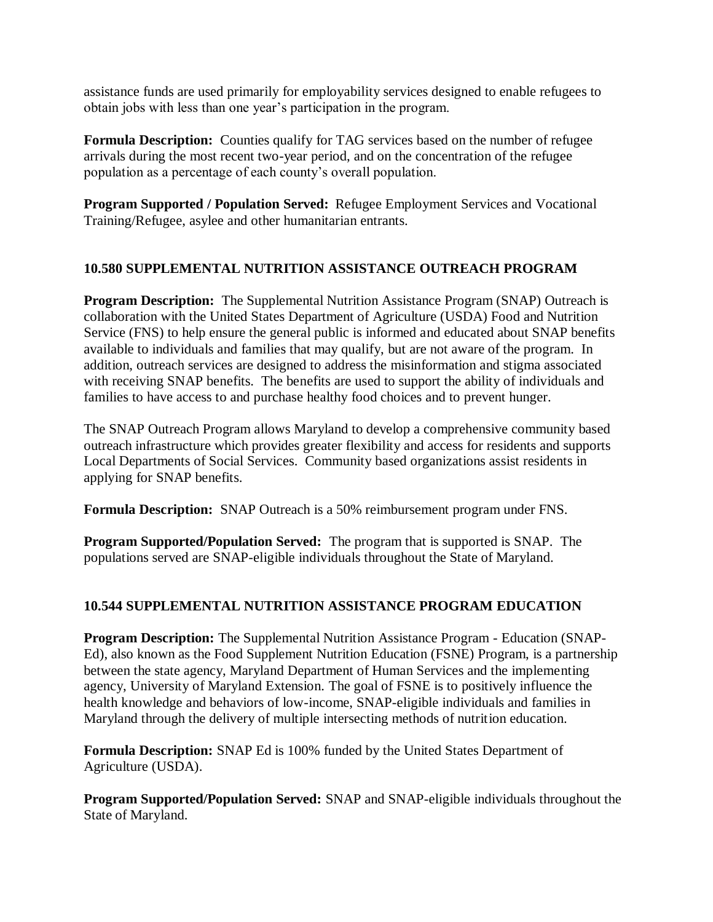assistance funds are used primarily for employability services designed to enable refugees to obtain jobs with less than one year's participation in the program.

**Formula Description:** Counties qualify for TAG services based on the number of refugee arrivals during the most recent two-year period, and on the concentration of the refugee population as a percentage of each county's overall population.

**Program Supported / Population Served:** Refugee Employment Services and Vocational Training/Refugee, asylee and other humanitarian entrants.

### 10.580 SUPPLEMENTAL NUTRITION ASSISTANCE OUTREACH PROGRAM

**Program Description:** The Supplemental Nutrition Assistance Program (SNAP) Outreach is collaboration with the United States Department of Agriculture (USDA) Food and Nutrition Service (FNS) to help ensure the general public is informed and educated about SNAP benefits available to individuals and families that may qualify, but are not aware of the program. In addition, outreach services are designed to address the misinformation and stigma associated with receiving SNAP benefits. The benefits are used to support the ability of individuals and families to have access to and purchase healthy food choices and to prevent hunger.

The SNAP Outreach Program allows Maryland to develop a comprehensive community based outreach infrastructure which provides greater flexibility and access for residents and supports Local Departments of Social Services. Community based organizations assist residents in applying for SNAP benefits.

**Formula Description:** SNAP Outreach is a 50% reimbursement program under FNS.

**Program Supported/Population Served:** The program that is supported is SNAP. The populations served are SNAP-eligible individuals throughout the State of Maryland.

### 10.544 SUPPLEMENTAL NUTRITION ASSISTANCE PROGRAM EDUCATION

**Program Description:** The Supplemental Nutrition Assistance Program - Education (SNAP-Ed), also known as the Food Supplement Nutrition Education (FSNE) Program, is a partnership between the state agency, Maryland Department of Human Services and the implementing agency, University of Maryland Extension. The goal of FSNE is to positively influence the health knowledge and behaviors of low-income, SNAP-eligible individuals and families in Maryland through the delivery of multiple intersecting methods of nutrition education.

**Formula Description:** SNAP Ed is 100% funded by the United States Department of Agriculture (USDA).

**Program Supported/Population Served:** SNAP and SNAP-eligible individuals throughout the State of Maryland.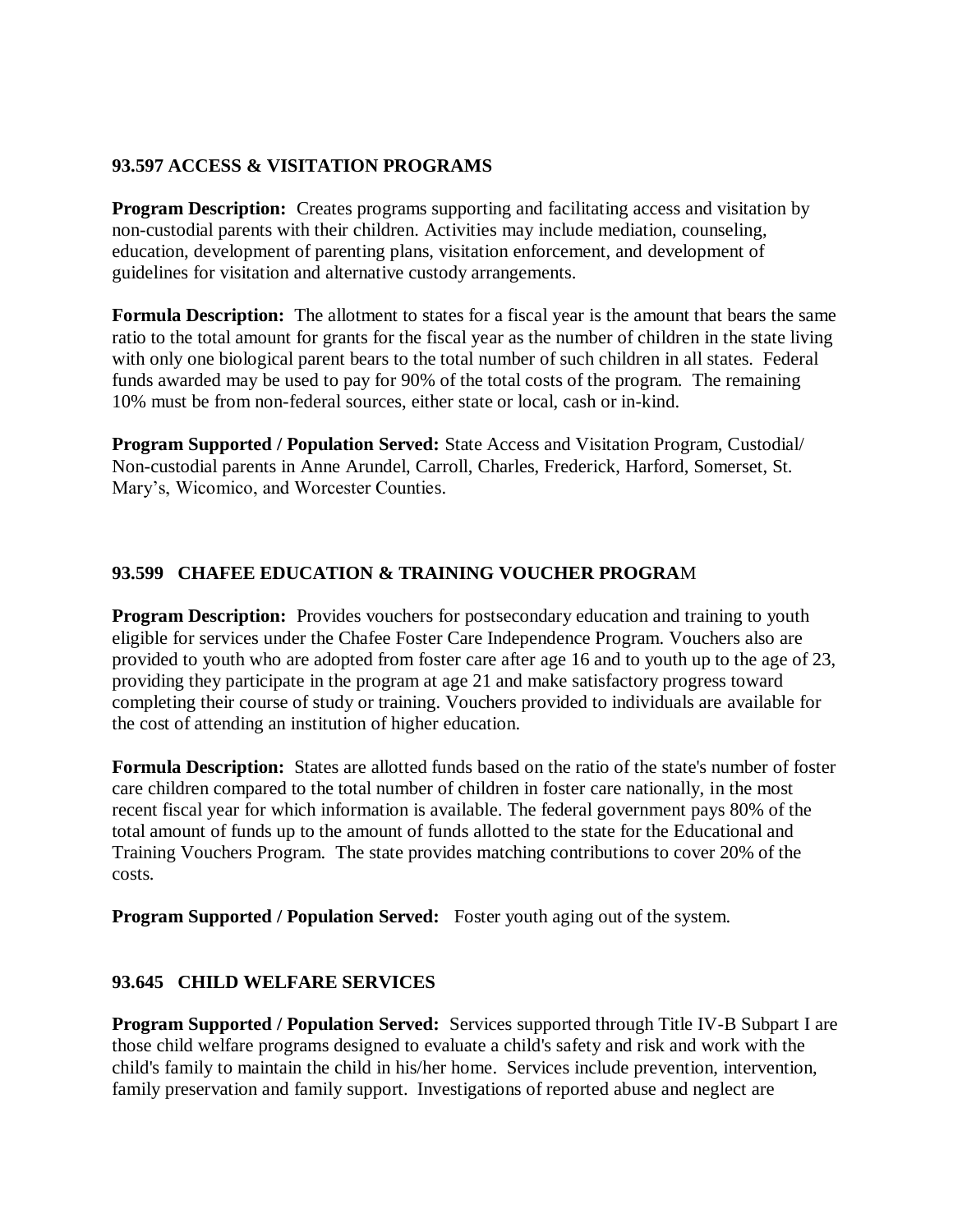### 93.597 ACCESS & VISITATION PROGRAMS

**Program Description:** Creates programs supporting and facilitating access and visitation by non-custodial parents with their children. Activities may include mediation, counseling, education, development of parenting plans, visitation enforcement, and development of guidelines for visitation and alternative custody arrangements.

**Formula Description:** The allotment to states for a fiscal year is the amount that bears the same ratio to the total amount for grants for the fiscal year as the number of children in the state living with only one biological parent bears to the total number of such children in all states. Federal funds awarded may be used to pay for 90% of the total costs of the program. The remaining 10% must be from non-federal sources, either state or local, cash or in-kind.

**Program Supported / Population Served:** State Access and Visitation Program, Custodial/ Non-custodial parents in Anne Arundel, Carroll, Charles, Frederick, Harford, Somerset, St. Mary's, Wicomico, and Worcester Counties.

### 93.599 CHAFEE EDUCATION & TRAINING VOUCHER PROGRAM

**Program Description:** Provides vouchers for postsecondary education and training to youth eligible for services under the Chafee Foster Care Independence Program. Vouchers also are provided to youth who are adopted from foster care after age 16 and to youth up to the age of 23, providing they participate in the program at age 21 and make satisfactory progress toward completing their course of study or training. Vouchers provided to individuals are available for the cost of attending an institution of higher education.

**Formula Description:** States are allotted funds based on the ratio of the state's number of foster care children compared to the total number of children in foster care nationally, in the most recent fiscal year for which information is available. The federal government pays 80% of the total amount of funds up to the amount of funds allotted to the state for the Educational and Training Vouchers Program. The state provides matching contributions to cover 20% of the costs.

**Program Supported / Population Served:** Foster youth aging out of the system.

### 93.645 CHILD WELFARE SERVICES

**Program Supported / Population Served:** Services supported through Title IV-B Subpart I are those child welfare programs designed to evaluate a child's safety and risk and work with the child's family to maintain the child in his/her home. Services include prevention, intervention, family preservation and family support. Investigations of reported abuse and neglect are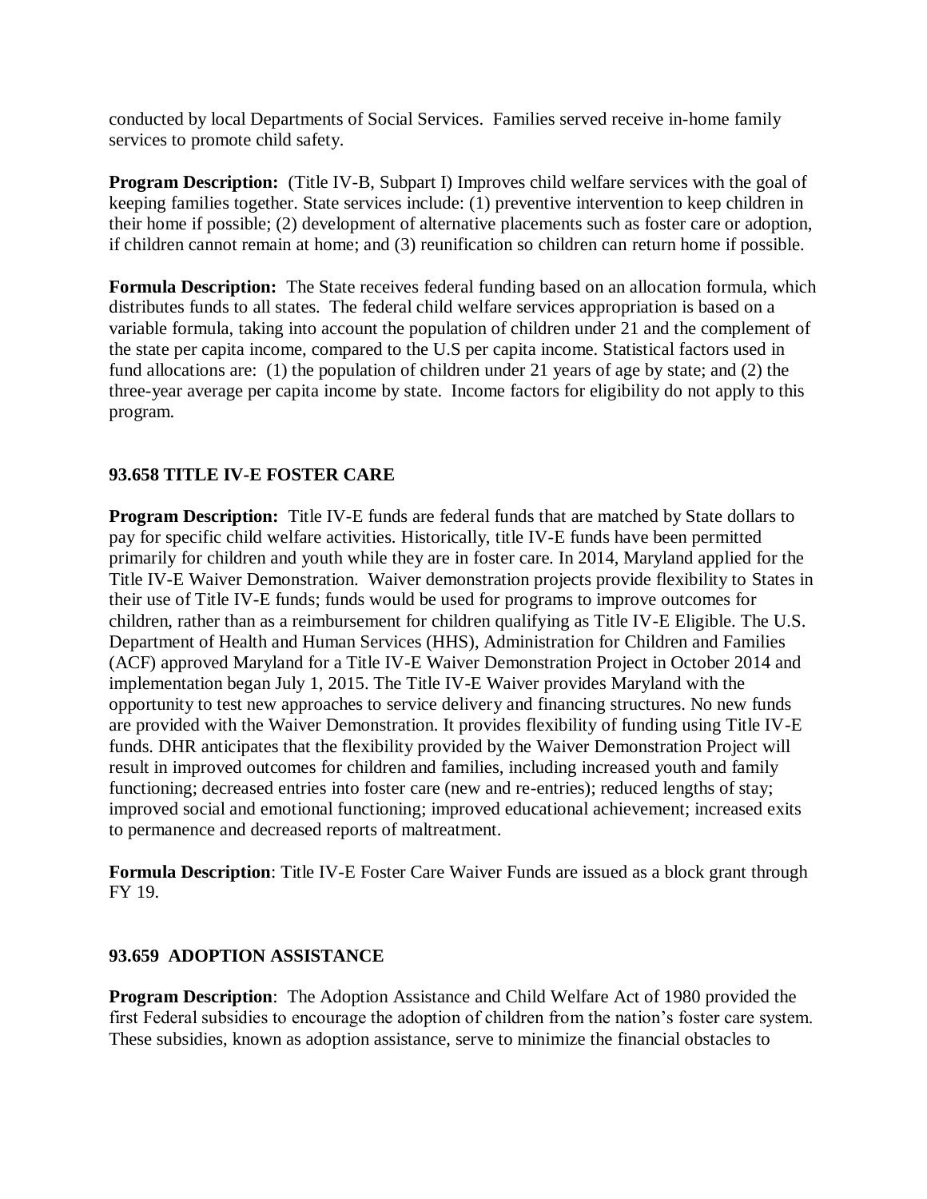conducted by local Departments of Social Services. Families served receive in-home family services to promote child safety.

**Program Description:** (Title IV-B, Subpart I) Improves child welfare services with the goal of keeping families together. State services include: (1) preventive intervention to keep children in their home if possible; (2) development of alternative placements such as foster care or adoption, if children cannot remain at home; and (3) reunification so children can return home if possible.

**Formula Description:** The State receives federal funding based on an allocation formula, which distributes funds to all states. The federal child welfare services appropriation is based on a variable formula, taking into account the population of children under 21 and the complement of the state per capita income, compared to the U.S per capita income. Statistical factors used in fund allocations are: (1) the population of children under 21 years of age by state; and (2) the three-year average per capita income by state. Income factors for eligibility do not apply to this program.

## 93.658 TITLE IV-E FOSTER CARE

**Program Description:** Title IV-E funds are federal funds that are matched by State dollars to pay for specific child welfare activities. Historically, title IV-E funds have been permitted primarily for children and youth while they are in foster care. In 2014, Maryland applied for the Title IV-E Waiver Demonstration. Waiver demonstration projects provide flexibility to States in their use of Title IV-E funds; funds would be used for programs to improve outcomes for children, rather than as a reimbursement for children qualifying as Title IV-E Eligible. The U.S. Department of Health and Human Services (HHS), Administration for Children and Families (ACF) approved Maryland for a Title IV-E Waiver Demonstration Project in October 2014 and implementation began July 1, 2015. The Title IV-E Waiver provides Maryland with the opportunity to test new approaches to service delivery and financing structures. No new funds are provided with the Waiver Demonstration. It provides flexibility of funding using Title IV-E funds. DHR anticipates that the flexibility provided by the Waiver Demonstration Project will result in improved outcomes for children and families, including increased youth and family functioning; decreased entries into foster care (new and re-entries); reduced lengths of stay; improved social and emotional functioning; improved educational achievement; increased exits to permanence and decreased reports of maltreatment.

**Formula Description**: Title IV-E Foster Care Waiver Funds are issued as a block grant through FY 19.

## 93.659 ADOPTION ASSISTANCE

**Program Description**: The Adoption Assistance and Child Welfare Act of 1980 provided the first Federal subsidies to encourage the adoption of children from the nation's foster care system. These subsidies, known as adoption assistance, serve to minimize the financial obstacles to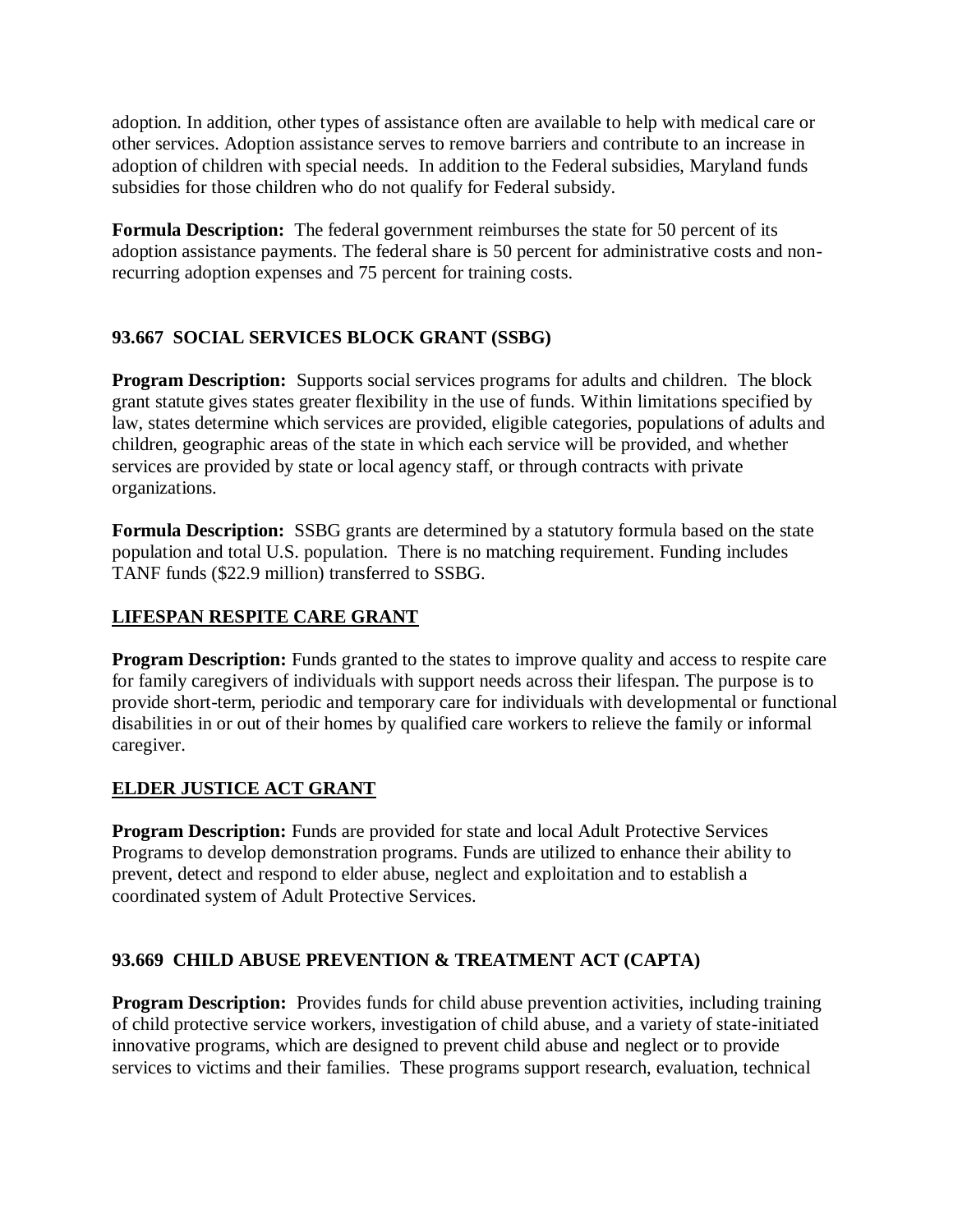adoption. In addition, other types of assistance often are available to help with medical care or other services. Adoption assistance serves to remove barriers and contribute to an increase in adoption of children with special needs. In addition to the Federal subsidies, Maryland funds subsidies for those children who do not qualify for Federal subsidy.

**Formula Description:** The federal government reimburses the state for 50 percent of its adoption assistance payments. The federal share is 50 percent for administrative costs and non-recurring adoption expenses and 75 percent for training costs.

### 93.667 SOCIAL SERVICES BLOCK GRANT (SSBG)

**Program Description:** Supports social services programs for adults and children. The block grant statute gives states greater flexibility in the use of funds. Within limitations specified by law, states determine which services are provided, eligible categories, populations of adults and children, geographic areas of the state in which each service will be provided, and whether services are provided by state or local agency staff, or through contracts with private organizations.

**Formula Description:** SSBG grants are determined by a statutory formula based on the state population and total U.S. population. There is no matching requirement. Funding includes TANF funds ($22.9 million) transferred to SSBG.

### LIFESPAN RESPITE CARE GRANT

**Program Description:** Funds granted to the states to improve quality and access to respite care for family caregivers of individuals with support needs across their lifespan. The purpose is to provide short-term, periodic and temporary care for individuals with developmental or functional disabilities in or out of their homes by qualified care workers to relieve the family or informal caregiver.

### ELDER JUSTICE ACT GRANT

**Program Description:** Funds are provided for state and local Adult Protective Services Programs to develop demonstration programs. Funds are utilized to enhance their ability to prevent, detect and respond to elder abuse, neglect and exploitation and to establish a coordinated system of Adult Protective Services.

### 93.669 CHILD ABUSE PREVENTION & TREATMENT ACT (CAPTA)

**Program Description:** Provides funds for child abuse prevention activities, including training of child protective service workers, investigation of child abuse, and a variety of state-initiated innovative programs, which are designed to prevent child abuse and neglect or to provide services to victims and their families. These programs support research, evaluation, technical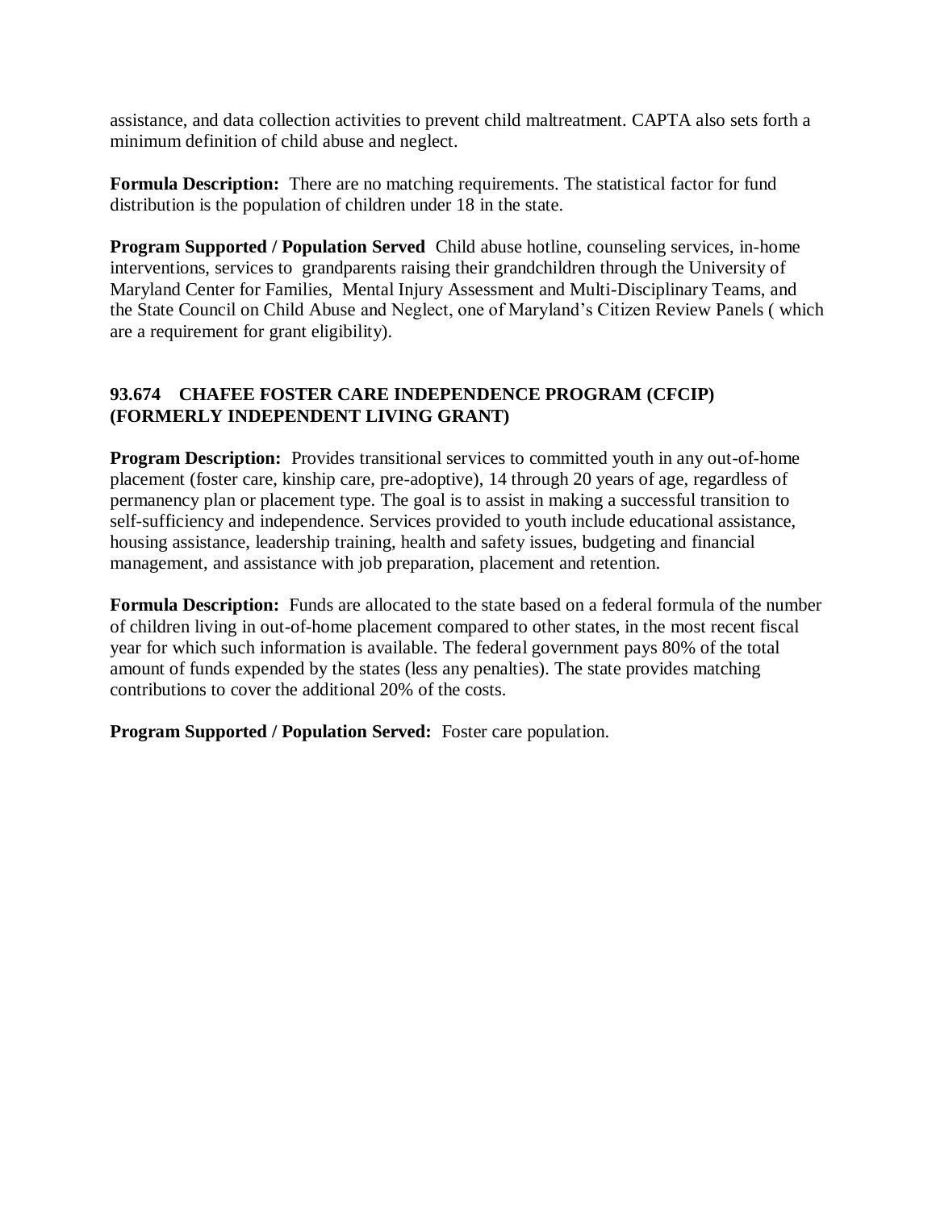assistance, and data collection activities to prevent child maltreatment. CAPTA also sets forth a minimum definition of child abuse and neglect.

**Formula Description:** There are no matching requirements. The statistical factor for fund distribution is the population of children under 18 in the state.

**Program Supported / Population Served** Child abuse hotline, counseling services, in-home interventions, services to grandparents raising their grandchildren through the University of Maryland Center for Families, Mental Injury Assessment and Multi-Disciplinary Teams, and the State Council on Child Abuse and Neglect, one of Maryland's Citizen Review Panels ( which are a requirement for grant eligibility).

### 93.674 CHAFEE FOSTER CARE INDEPENDENCE PROGRAM (CFCIP) (FORMERLY INDEPENDENT LIVING GRANT)

**Program Description:** Provides transitional services to committed youth in any out-of-home placement (foster care, kinship care, pre-adoptive), 14 through 20 years of age, regardless of permanency plan or placement type. The goal is to assist in making a successful transition to self-sufficiency and independence. Services provided to youth include educational assistance, housing assistance, leadership training, health and safety issues, budgeting and financial management, and assistance with job preparation, placement and retention.

**Formula Description:** Funds are allocated to the state based on a federal formula of the number of children living in out-of-home placement compared to other states, in the most recent fiscal year for which such information is available. The federal government pays 80% of the total amount of funds expended by the states (less any penalties). The state provides matching contributions to cover the additional 20% of the costs.

**Program Supported / Population Served:** Foster care population.